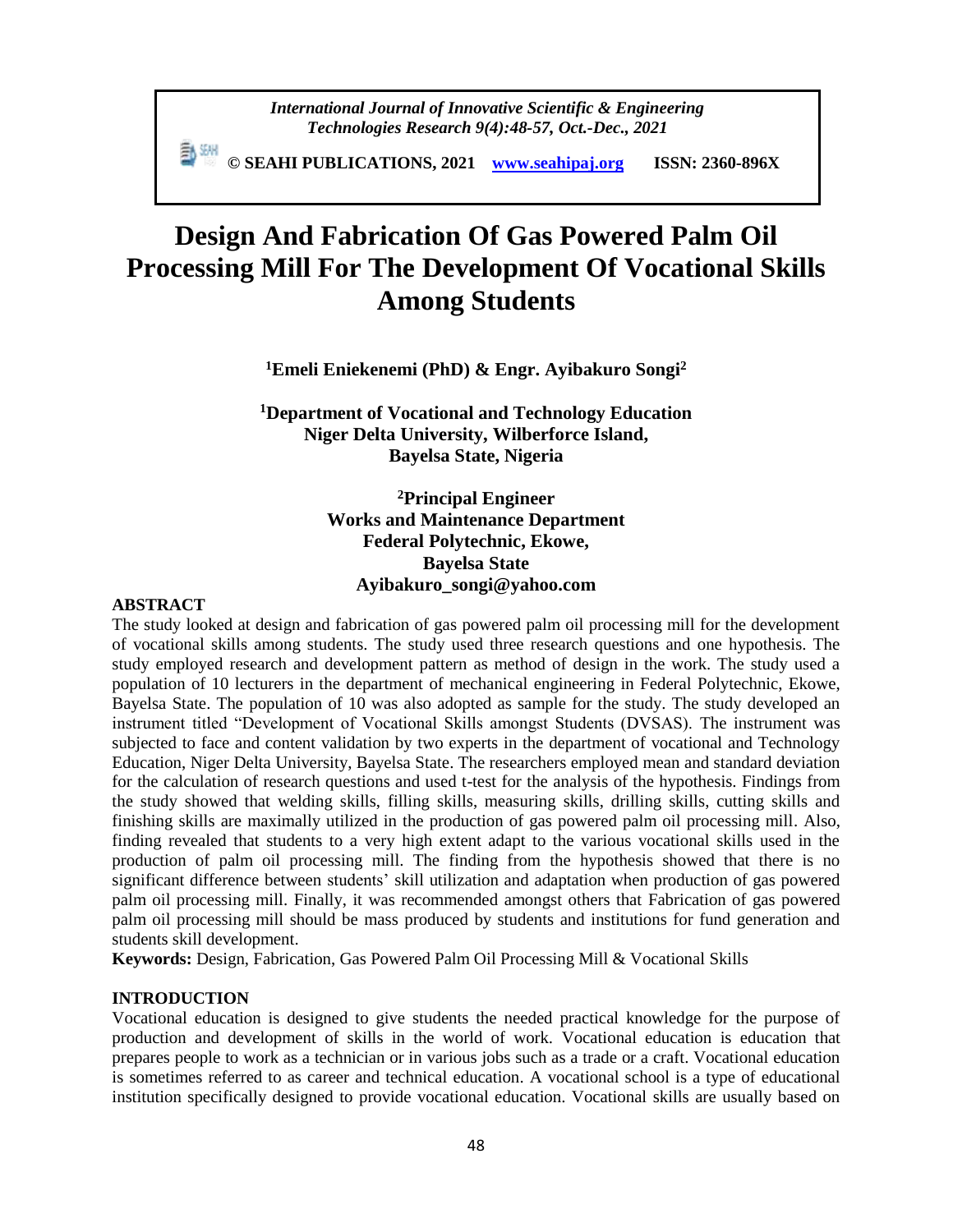*International Journal of Innovative Scientific & Engineering Technologies Research 9(4):48-57, Oct.-Dec., 2021*

**© SEAHI PUBLICATIONS, 2021 [www.seahipaj.org](http://www.seahipaj.org) ISSN: 2360-896X**

# Design And Fabrication Of Gas Powered Palm Oil Processing Mill For The Development Of Vocational Skills Among Students

**[1]Emeli Eniekenemi (PhD) & Engr. Ayibakuro Songi[2]**

**[1]Department of Vocational and Technology Education**
**Niger Delta University, Wilberforce Island,**
**Bayelsa State, Nigeria**

**[2]Principal Engineer**
**Works and Maintenance Department**
**Federal Polytechnic, Ekowe,**
**Bayelsa State**
**Ayibakuro_songi@yahoo.com**

## ABSTRACT

The study looked at design and fabrication of gas powered palm oil processing mill for the development of vocational skills among students. The study used three research questions and one hypothesis. The study employed research and development pattern as method of design in the work. The study used a population of 10 lecturers in the department of mechanical engineering in Federal Polytechnic, Ekowe, Bayelsa State. The population of 10 was also adopted as sample for the study. The study developed an instrument titled "Development of Vocational Skills amongst Students (DVSAS). The instrument was subjected to face and content validation by two experts in the department of vocational and Technology Education, Niger Delta University, Bayelsa State. The researchers employed mean and standard deviation for the calculation of research questions and used t-test for the analysis of the hypothesis. Findings from the study showed that welding skills, filling skills, measuring skills, drilling skills, cutting skills and finishing skills are maximally utilized in the production of gas powered palm oil processing mill. Also, finding revealed that students to a very high extent adapt to the various vocational skills used in the production of palm oil processing mill. The finding from the hypothesis showed that there is no significant difference between students' skill utilization and adaptation when production of gas powered palm oil processing mill. Finally, it was recommended amongst others that Fabrication of gas powered palm oil processing mill should be mass produced by students and institutions for fund generation and students skill development.

**Keywords:** Design, Fabrication, Gas Powered Palm Oil Processing Mill & Vocational Skills

## INTRODUCTION

Vocational education is designed to give students the needed practical knowledge for the purpose of production and development of skills in the world of work. Vocational education is education that prepares people to work as a technician or in various jobs such as a trade or a craft. Vocational education is sometimes referred to as career and technical education. A vocational school is a type of educational institution specifically designed to provide vocational education. Vocational skills are usually based on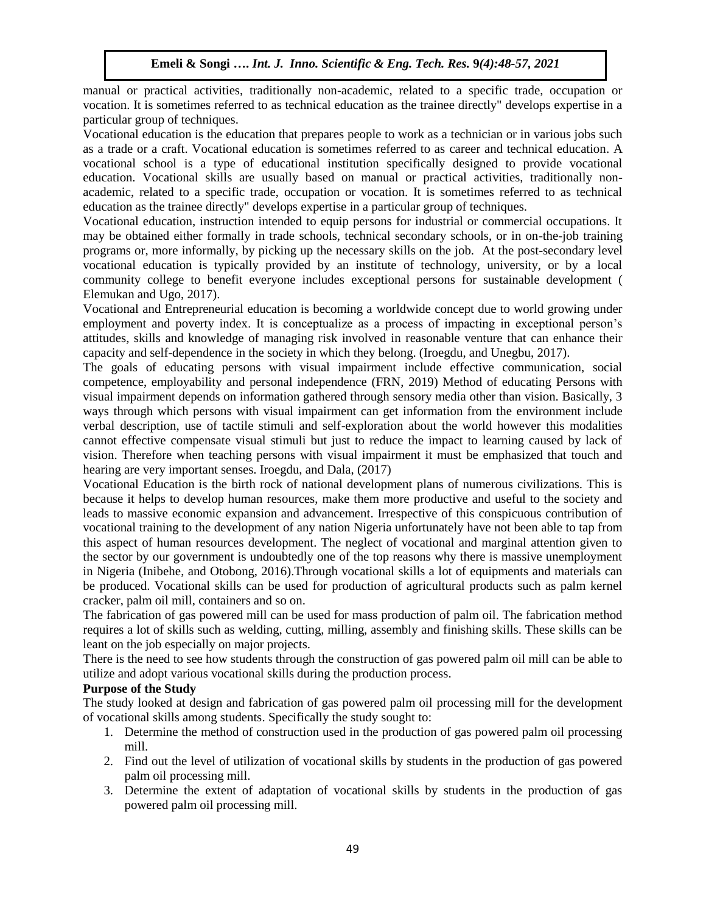manual or practical activities, traditionally non-academic, related to a specific trade, occupation or vocation. It is sometimes referred to as technical education as the trainee directly" develops expertise in a particular group of techniques.

Vocational education is the education that prepares people to work as a technician or in various jobs such as a trade or a craft. Vocational education is sometimes referred to as career and technical education. A vocational school is a type of educational institution specifically designed to provide vocational education. Vocational skills are usually based on manual or practical activities, traditionally non-academic, related to a specific trade, occupation or vocation. It is sometimes referred to as technical education as the trainee directly" develops expertise in a particular group of techniques.

Vocational education, instruction intended to equip persons for industrial or commercial occupations. It may be obtained either formally in trade schools, technical secondary schools, or in on-the-job training programs or, more informally, by picking up the necessary skills on the job. At the post-secondary level vocational education is typically provided by an institute of technology, university, or by a local community college to benefit everyone includes exceptional persons for sustainable development ( Elemukan and Ugo, 2017).

Vocational and Entrepreneurial education is becoming a worldwide concept due to world growing under employment and poverty index. It is conceptualize as a process of impacting in exceptional person's attitudes, skills and knowledge of managing risk involved in reasonable venture that can enhance their capacity and self-dependence in the society in which they belong. (Iroegdu, and Unegbu, 2017).

The goals of educating persons with visual impairment include effective communication, social competence, employability and personal independence (FRN, 2019) Method of educating Persons with visual impairment depends on information gathered through sensory media other than vision. Basically, 3 ways through which persons with visual impairment can get information from the environment include verbal description, use of tactile stimuli and self-exploration about the world however this modalities cannot effective compensate visual stimuli but just to reduce the impact to learning caused by lack of vision. Therefore when teaching persons with visual impairment it must be emphasized that touch and hearing are very important senses. Iroegdu, and Dala, (2017)

Vocational Education is the birth rock of national development plans of numerous civilizations. This is because it helps to develop human resources, make them more productive and useful to the society and leads to massive economic expansion and advancement. Irrespective of this conspicuous contribution of vocational training to the development of any nation Nigeria unfortunately have not been able to tap from this aspect of human resources development. The neglect of vocational and marginal attention given to the sector by our government is undoubtedly one of the top reasons why there is massive unemployment in Nigeria (Inibehe, and Otobong, 2016).Through vocational skills a lot of equipments and materials can be produced. Vocational skills can be used for production of agricultural products such as palm kernel cracker, palm oil mill, containers and so on.

The fabrication of gas powered mill can be used for mass production of palm oil. The fabrication method requires a lot of skills such as welding, cutting, milling, assembly and finishing skills. These skills can be leant on the job especially on major projects.

There is the need to see how students through the construction of gas powered palm oil mill can be able to utilize and adopt various vocational skills during the production process.

**Purpose of the Study**

The study looked at design and fabrication of gas powered palm oil processing mill for the development of vocational skills among students. Specifically the study sought to:

1. Determine the method of construction used in the production of gas powered palm oil processing mill.
2. Find out the level of utilization of vocational skills by students in the production of gas powered palm oil processing mill.
3. Determine the extent of adaptation of vocational skills by students in the production of gas powered palm oil processing mill.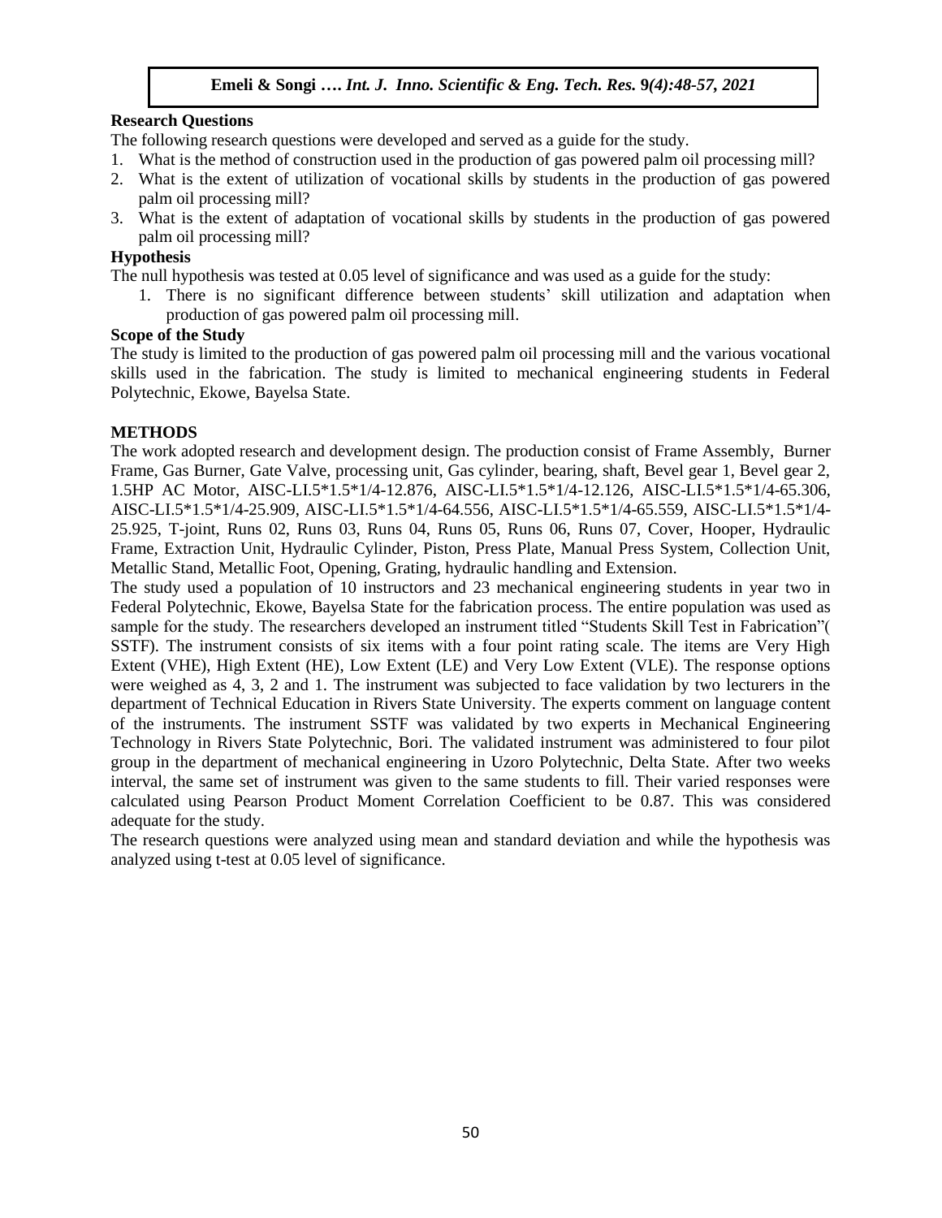### Research Questions

The following research questions were developed and served as a guide for the study.

1. What is the method of construction used in the production of gas powered palm oil processing mill?
2. What is the extent of utilization of vocational skills by students in the production of gas powered palm oil processing mill?
3. What is the extent of adaptation of vocational skills by students in the production of gas powered palm oil processing mill?

### Hypothesis

The null hypothesis was tested at 0.05 level of significance and was used as a guide for the study:

1. There is no significant difference between students' skill utilization and adaptation when production of gas powered palm oil processing mill.

### Scope of the Study

The study is limited to the production of gas powered palm oil processing mill and the various vocational skills used in the fabrication. The study is limited to mechanical engineering students in Federal Polytechnic, Ekowe, Bayelsa State.

## METHODS

The work adopted research and development design. The production consist of Frame Assembly, Burner Frame, Gas Burner, Gate Valve, processing unit, Gas cylinder, bearing, shaft, Bevel gear 1, Bevel gear 2, 1.5HP AC Motor, AISC-LI.5*1.5*1/4-12.876, AISC-LI.5*1.5*1/4-12.126, AISC-LI.5*1.5*1/4-65.306, AISC-LI.5*1.5*1/4-25.909, AISC-LI.5*1.5*1/4-64.556, AISC-LI.5*1.5*1/4-65.559, AISC-LI.5*1.5*1/4-25.925, T-joint, Runs 02, Runs 03, Runs 04, Runs 05, Runs 06, Runs 07, Cover, Hooper, Hydraulic Frame, Extraction Unit, Hydraulic Cylinder, Piston, Press Plate, Manual Press System, Collection Unit, Metallic Stand, Metallic Foot, Opening, Grating, hydraulic handling and Extension.

The study used a population of 10 instructors and 23 mechanical engineering students in year two in Federal Polytechnic, Ekowe, Bayelsa State for the fabrication process. The entire population was used as sample for the study. The researchers developed an instrument titled "Students Skill Test in Fabrication"( SSTF). The instrument consists of six items with a four point rating scale. The items are Very High Extent (VHE), High Extent (HE), Low Extent (LE) and Very Low Extent (VLE). The response options were weighed as 4, 3, 2 and 1. The instrument was subjected to face validation by two lecturers in the department of Technical Education in Rivers State University. The experts comment on language content of the instruments. The instrument SSTF was validated by two experts in Mechanical Engineering Technology in Rivers State Polytechnic, Bori. The validated instrument was administered to four pilot group in the department of mechanical engineering in Uzoro Polytechnic, Delta State. After two weeks interval, the same set of instrument was given to the same students to fill. Their varied responses were calculated using Pearson Product Moment Correlation Coefficient to be 0.87. This was considered adequate for the study.

The research questions were analyzed using mean and standard deviation and while the hypothesis was analyzed using t-test at 0.05 level of significance.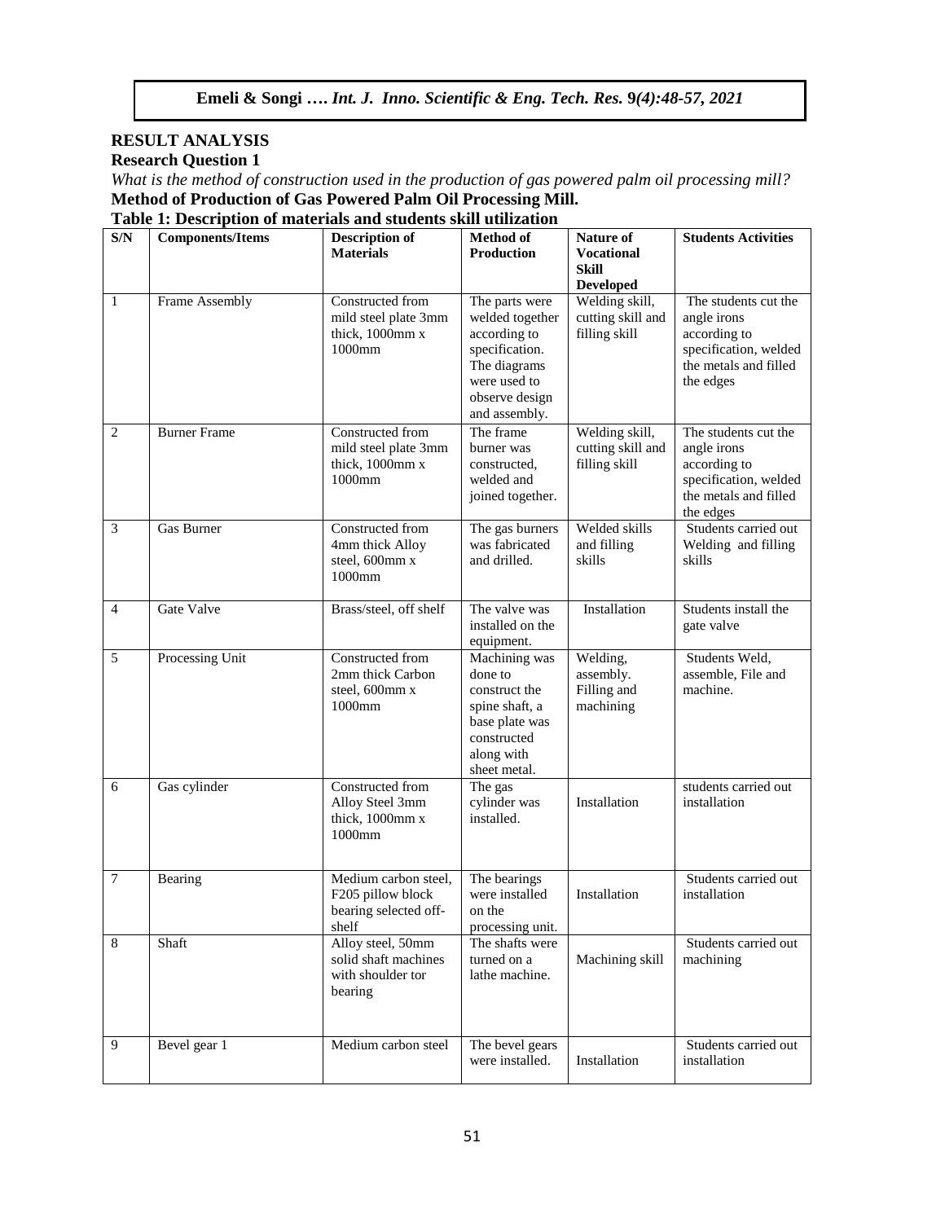## RESULT ANALYSIS

### Research Question 1

*What is the method of construction used in the production of gas powered palm oil processing mill?*

**Method of Production of Gas Powered Palm Oil Processing Mill.**

**Table 1: Description of materials and students skill utilization**

| S/N | Components/Items | Description of Materials | Method of Production | Nature of Vocational Skill Developed | Students Activities |
|---|---|---|---|---|---|
| 1 | Frame Assembly | Constructed from mild steel plate 3mm thick, 1000mm x 1000mm | The parts were welded together according to specification. The diagrams were used to observe design and assembly. | Welding skill, cutting skill and filling skill | The students cut the angle irons according to specification, welded the metals and filled the edges |
| 2 | Burner Frame | Constructed from mild steel plate 3mm thick, 1000mm x 1000mm | The frame burner was constructed, welded and joined together. | Welding skill, cutting skill and filling skill | The students cut the angle irons according to specification, welded the metals and filled the edges |
| 3 | Gas Burner | Constructed from 4mm thick Alloy steel, 600mm x 1000mm | The gas burners was fabricated and drilled. | Welded skills and filling skills | Students carried out Welding and filling skills |
| 4 | Gate Valve | Brass/steel, off shelf | The valve was installed on the equipment. | Installation | Students install the gate valve |
| 5 | Processing Unit | Constructed from 2mm thick Carbon steel, 600mm x 1000mm | Machining was done to construct the spine shaft, a base plate was constructed along with sheet metal. | Welding, assembly. Filling and machining | Students Weld, assemble, File and machine. |
| 6 | Gas cylinder | Constructed from Alloy Steel 3mm thick, 1000mm x 1000mm | The gas cylinder was installed. | Installation | students carried out installation |
| 7 | Bearing | Medium carbon steel, F205 pillow block bearing selected off-shelf | The bearings were installed on the processing unit. | Installation | Students carried out installation |
| 8 | Shaft | Alloy steel, 50mm solid shaft machines with shoulder tor bearing | The shafts were turned on a lathe machine. | Machining skill | Students carried out machining |
| 9 | Bevel gear 1 | Medium carbon steel | The bevel gears were installed. | Installation | Students carried out installation |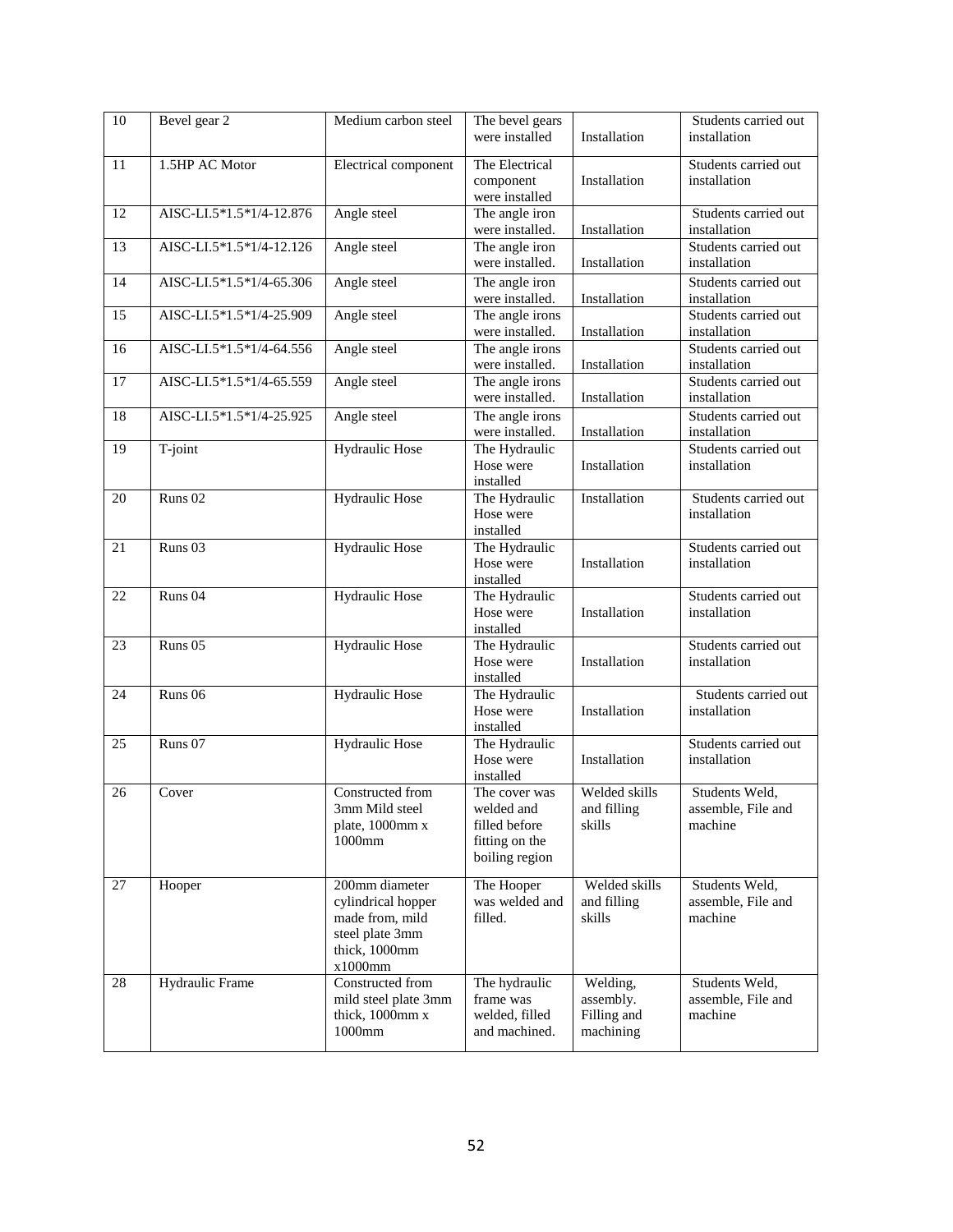| 10 | Bevel gear 2 | Medium carbon steel | The bevel gears were installed | Installation | Students carried out installation |
|---|---|---|---|---|---|
| 11 | 1.5HP AC Motor | Electrical component | The Electrical component were installed | Installation | Students carried out installation |
| 12 | AISC-LI.5*1.5*1/4-12.876 | Angle steel | The angle iron were installed. | Installation | Students carried out installation |
| 13 | AISC-LI.5*1.5*1/4-12.126 | Angle steel | The angle iron were installed. | Installation | Students carried out installation |
| 14 | AISC-LI.5*1.5*1/4-65.306 | Angle steel | The angle iron were installed. | Installation | Students carried out installation |
| 15 | AISC-LI.5*1.5*1/4-25.909 | Angle steel | The angle irons were installed. | Installation | Students carried out installation |
| 16 | AISC-LI.5*1.5*1/4-64.556 | Angle steel | The angle irons were installed. | Installation | Students carried out installation |
| 17 | AISC-LI.5*1.5*1/4-65.559 | Angle steel | The angle irons were installed. | Installation | Students carried out installation |
| 18 | AISC-LI.5*1.5*1/4-25.925 | Angle steel | The angle irons were installed. | Installation | Students carried out installation |
| 19 | T-joint | Hydraulic Hose | The Hydraulic Hose were installed | Installation | Students carried out installation |
| 20 | Runs 02 | Hydraulic Hose | The Hydraulic Hose were installed | Installation | Students carried out installation |
| 21 | Runs 03 | Hydraulic Hose | The Hydraulic Hose were installed | Installation | Students carried out installation |
| 22 | Runs 04 | Hydraulic Hose | The Hydraulic Hose were installed | Installation | Students carried out installation |
| 23 | Runs 05 | Hydraulic Hose | The Hydraulic Hose were installed | Installation | Students carried out installation |
| 24 | Runs 06 | Hydraulic Hose | The Hydraulic Hose were installed | Installation | Students carried out installation |
| 25 | Runs 07 | Hydraulic Hose | The Hydraulic Hose were installed | Installation | Students carried out installation |
| 26 | Cover | Constructed from 3mm Mild steel plate, 1000mm x 1000mm | The cover was welded and filled before fitting on the boiling region | Welded skills and filling skills | Students Weld, assemble, File and machine |
| 27 | Hooper | 200mm diameter cylindrical hopper made from, mild steel plate 3mm thick, 1000mm x1000mm | The Hooper was welded and filled. | Welded skills and filling skills | Students Weld, assemble, File and machine |
| 28 | Hydraulic Frame | Constructed from mild steel plate 3mm thick, 1000mm x 1000mm | The hydraulic frame was welded, filled and machined. | Welding, assembly. Filling and machining | Students Weld, assemble, File and machine |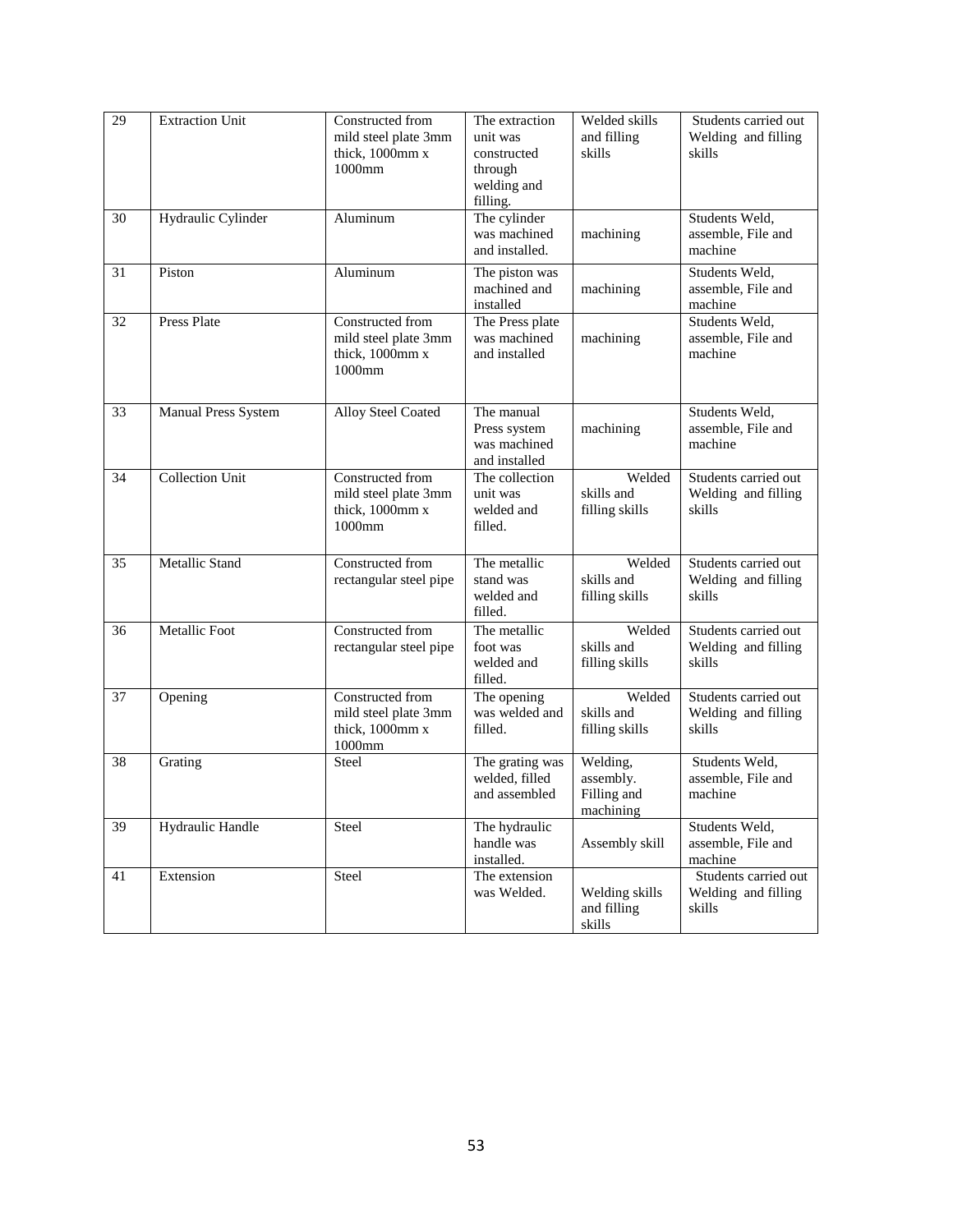| 29 | Extraction Unit | Constructed from mild steel plate 3mm thick, 1000mm x 1000mm | The extraction unit was constructed through welding and filling. | Welded skills and filling skills | Students carried out Welding and filling skills |
|---|---|---|---|---|---|
| 30 | Hydraulic Cylinder | Aluminum | The cylinder was machined and installed. | machining | Students Weld, assemble, File and machine |
| 31 | Piston | Aluminum | The piston was machined and installed | machining | Students Weld, assemble, File and machine |
| 32 | Press Plate | Constructed from mild steel plate 3mm thick, 1000mm x 1000mm | The Press plate was machined and installed | machining | Students Weld, assemble, File and machine |
| 33 | Manual Press System | Alloy Steel Coated | The manual Press system was machined and installed | machining | Students Weld, assemble, File and machine |
| 34 | Collection Unit | Constructed from mild steel plate 3mm thick, 1000mm x 1000mm | The collection unit was welded and filled. | Welded skills and filling skills | Students carried out Welding and filling skills |
| 35 | Metallic Stand | Constructed from rectangular steel pipe | The metallic stand was welded and filled. | Welded skills and filling skills | Students carried out Welding and filling skills |
| 36 | Metallic Foot | Constructed from rectangular steel pipe | The metallic foot was welded and filled. | Welded skills and filling skills | Students carried out Welding and filling skills |
| 37 | Opening | Constructed from mild steel plate 3mm thick, 1000mm x 1000mm | The opening was welded and filled. | Welded skills and filling skills | Students carried out Welding and filling skills |
| 38 | Grating | Steel | The grating was welded, filled and assembled | Welding, assembly. Filling and machining | Students Weld, assemble, File and machine |
| 39 | Hydraulic Handle | Steel | The hydraulic handle was installed. | Assembly skill | Students Weld, assemble, File and machine |
| 41 | Extension | Steel | The extension was Welded. | Welding skills and filling skills | Students carried out Welding and filling skills |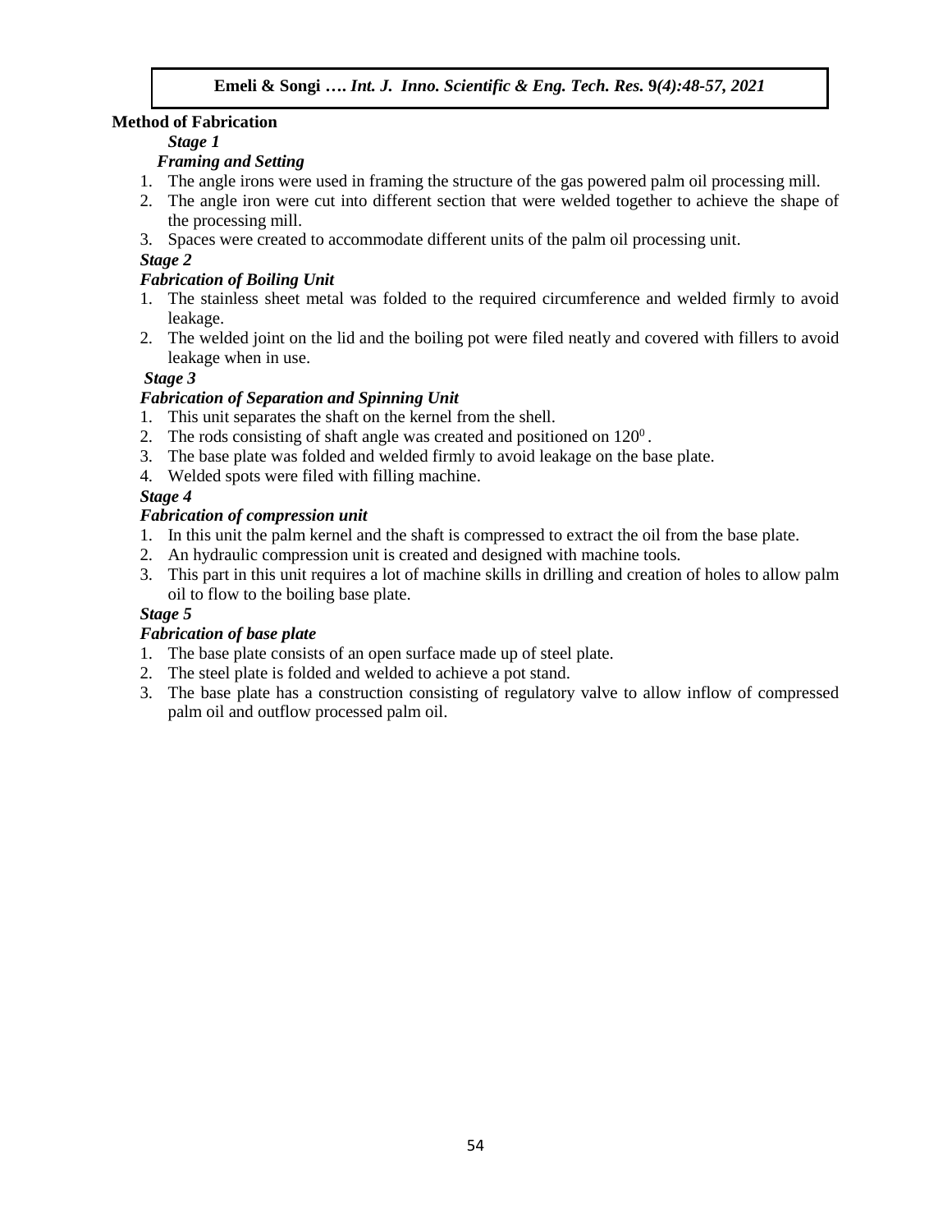**Method of Fabrication**

***Stage 1***

***Framing and Setting***

1. The angle irons were used in framing the structure of the gas powered palm oil processing mill.
2. The angle iron were cut into different section that were welded together to achieve the shape of the processing mill.
3. Spaces were created to accommodate different units of the palm oil processing unit.

***Stage 2***

***Fabrication of Boiling Unit***

1. The stainless sheet metal was folded to the required circumference and welded firmly to avoid leakage.
2. The welded joint on the lid and the boiling pot were filed neatly and covered with fillers to avoid leakage when in use.

***Stage 3***

***Fabrication of Separation and Spinning Unit***

1. This unit separates the shaft on the kernel from the shell.
2. The rods consisting of shaft angle was created and positioned on $120^0$ .
3. The base plate was folded and welded firmly to avoid leakage on the base plate.
4. Welded spots were filed with filling machine.

***Stage 4***

***Fabrication of compression unit***

1. In this unit the palm kernel and the shaft is compressed to extract the oil from the base plate.
2. An hydraulic compression unit is created and designed with machine tools.
3. This part in this unit requires a lot of machine skills in drilling and creation of holes to allow palm oil to flow to the boiling base plate.

***Stage 5***

***Fabrication of base plate***

1. The base plate consists of an open surface made up of steel plate.
2. The steel plate is folded and welded to achieve a pot stand.
3. The base plate has a construction consisting of regulatory valve to allow inflow of compressed palm oil and outflow processed palm oil.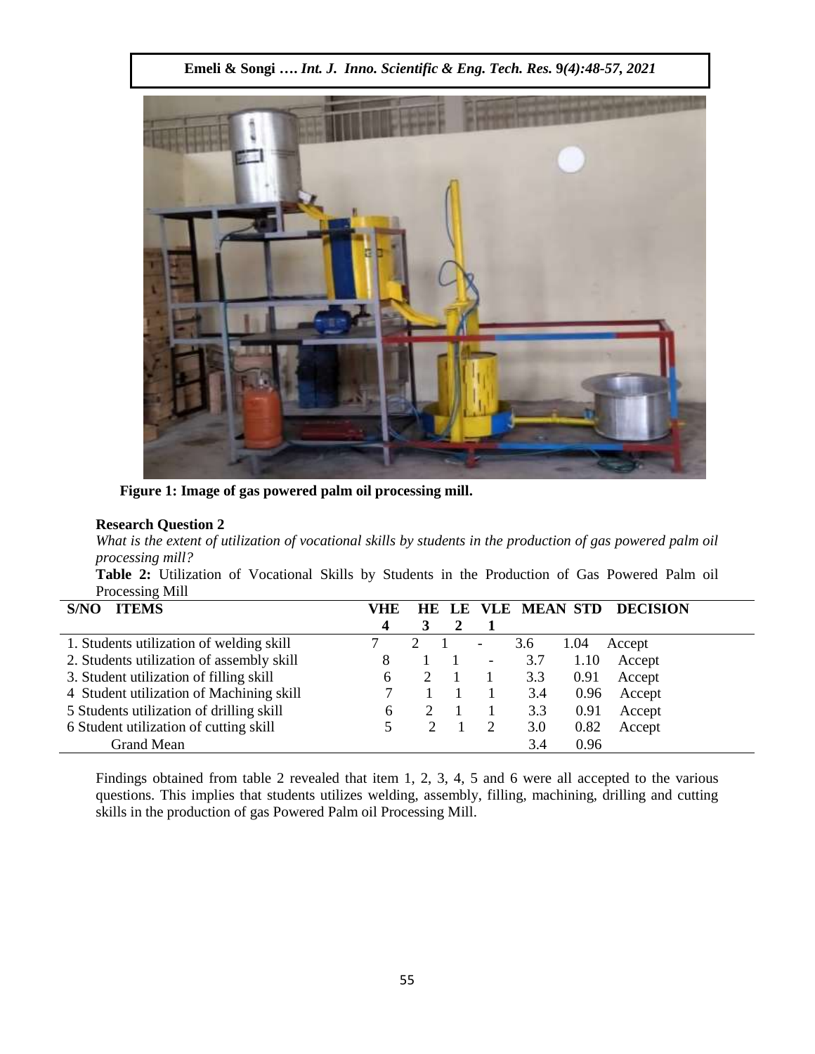Figure 1: Image of gas powered palm oil processing mill.

**Research Question 2**

*What is the extent of utilization of vocational skills by students in the production of gas powered palm oil processing mill?*

**Table 2:** Utilization of Vocational Skills by Students in the Production of Gas Powered Palm oil Processing Mill

| S/NO ITEMS | VHE | HE | LE | VLE | MEAN | STD | DECISION |
|---|---|---|---|---|---|---|---|
| | 4 | 3 | 2 | 1 | | | |
| 1. Students utilization of welding skill | 7 | 2 | 1 | - | 3.6 | 1.04 | Accept |
| 2. Students utilization of assembly skill | 8 | 1 | 1 | - | 3.7 | 1.10 | Accept |
| 3. Student utilization of filling skill | 6 | 2 | 1 | 1 | 3.3 | 0.91 | Accept |
| 4 Student utilization of Machining skill | 7 | 1 | 1 | 1 | 3.4 | 0.96 | Accept |
| 5 Students utilization of drilling skill | 6 | 2 | 1 | 1 | 3.3 | 0.91 | Accept |
| 6 Student utilization of cutting skill | 5 | 2 | 1 | 2 | 3.0 | 0.82 | Accept |
| Grand Mean | | | | | 3.4 | 0.96 | |

Findings obtained from table 2 revealed that item 1, 2, 3, 4, 5 and 6 were all accepted to the various questions. This implies that students utilizes welding, assembly, filling, machining, drilling and cutting skills in the production of gas Powered Palm oil Processing Mill.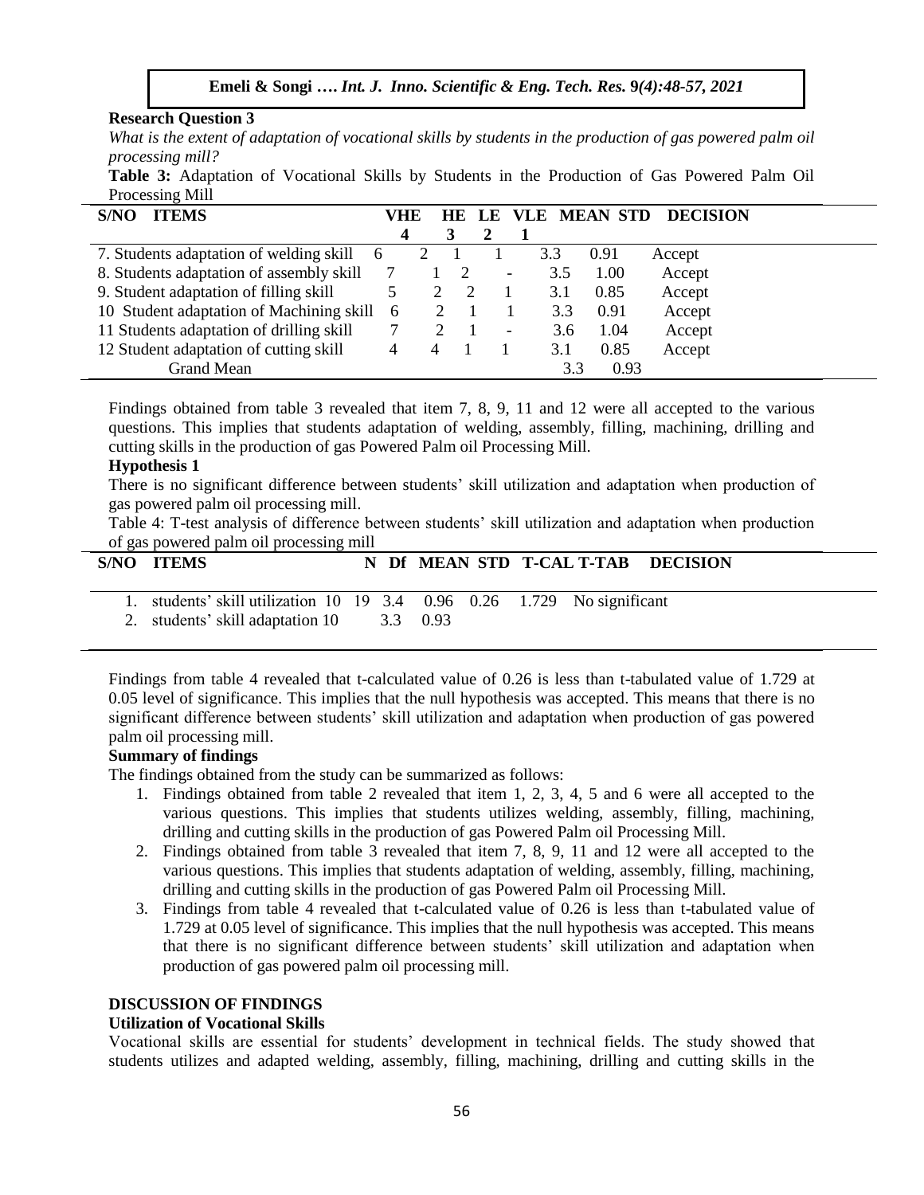**Research Question 3**

*What is the extent of adaptation of vocational skills by students in the production of gas powered palm oil processing mill?*

**Table 3:** Adaptation of Vocational Skills by Students in the Production of Gas Powered Palm Oil Processing Mill

| S/NO ITEMS | VHE | HE | LE | VLE | MEAN | STD | DECISION |
|---|---|---|---|---|---|---|---|
| | 4 | 3 | 2 | 1 | | | |
| 7. Students adaptation of welding skill | 6 | 2 | 1 | 1 | 3.3 | 0.91 | Accept |
| 8. Students adaptation of assembly skill | 7 | 1 | 2 | - | 3.5 | 1.00 | Accept |
| 9. Student adaptation of filling skill | 5 | 2 | 2 | 1 | 3.1 | 0.85 | Accept |
| 10 Student adaptation of Machining skill | 6 | 2 | 1 | 1 | 3.3 | 0.91 | Accept |
| 11 Students adaptation of drilling skill | 7 | 2 | 1 | - | 3.6 | 1.04 | Accept |
| 12 Student adaptation of cutting skill | 4 | 4 | 1 | 1 | 3.1 | 0.85 | Accept |
| Grand Mean | | | | | 3.3 | 0.93 | |

Findings obtained from table 3 revealed that item 7, 8, 9, 11 and 12 were all accepted to the various questions. This implies that students adaptation of welding, assembly, filling, machining, drilling and cutting skills in the production of gas Powered Palm oil Processing Mill.

**Hypothesis 1**

There is no significant difference between students' skill utilization and adaptation when production of gas powered palm oil processing mill.

Table 4: T-test analysis of difference between students' skill utilization and adaptation when production of gas powered palm oil processing mill

| S/NO ITEMS | N | Df | MEAN | STD | T-CAL | T-TAB | DECISION |
|---|---|---|---|---|---|---|---|
| 1. students' skill utilization | 10 | 19 | 3.4 | 0.96 | 0.26 | 1.729 | No significant |
| 2. students' skill adaptation | 10 | | 3.3 | 0.93 | | | |

Findings from table 4 revealed that t-calculated value of 0.26 is less than t-tabulated value of 1.729 at 0.05 level of significance. This implies that the null hypothesis was accepted. This means that there is no significant difference between students' skill utilization and adaptation when production of gas powered palm oil processing mill.

**Summary of findings**

The findings obtained from the study can be summarized as follows:

1. Findings obtained from table 2 revealed that item 1, 2, 3, 4, 5 and 6 were all accepted to the various questions. This implies that students utilizes welding, assembly, filling, machining, drilling and cutting skills in the production of gas Powered Palm oil Processing Mill.
2. Findings obtained from table 3 revealed that item 7, 8, 9, 11 and 12 were all accepted to the various questions. This implies that students adaptation of welding, assembly, filling, machining, drilling and cutting skills in the production of gas Powered Palm oil Processing Mill.
3. Findings from table 4 revealed that t-calculated value of 0.26 is less than t-tabulated value of 1.729 at 0.05 level of significance. This implies that the null hypothesis was accepted. This means that there is no significant difference between students' skill utilization and adaptation when production of gas powered palm oil processing mill.

## DISCUSSION OF FINDINGS

### Utilization of Vocational Skills

Vocational skills are essential for students' development in technical fields. The study showed that students utilizes and adapted welding, assembly, filling, machining, drilling and cutting skills in the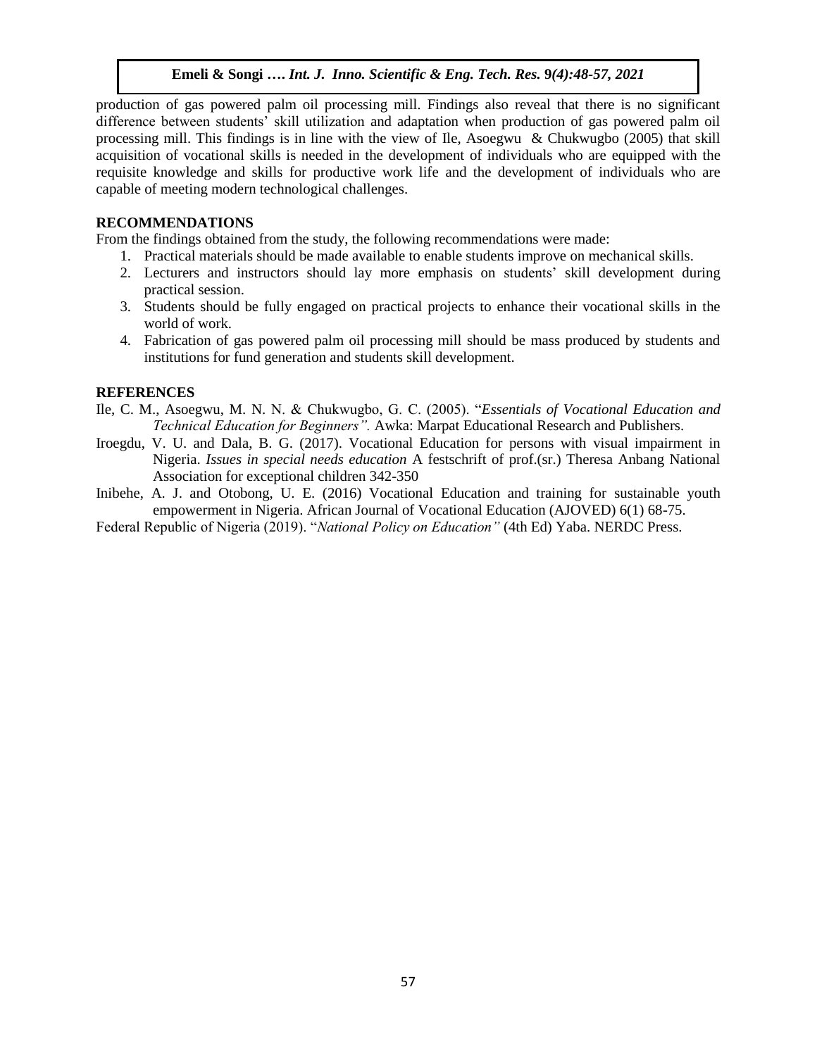production of gas powered palm oil processing mill. Findings also reveal that there is no significant difference between students' skill utilization and adaptation when production of gas powered palm oil processing mill. This findings is in line with the view of Ile, Asoegwu & Chukwugbo (2005) that skill acquisition of vocational skills is needed in the development of individuals who are equipped with the requisite knowledge and skills for productive work life and the development of individuals who are capable of meeting modern technological challenges.

## RECOMMENDATIONS

From the findings obtained from the study, the following recommendations were made:

1. Practical materials should be made available to enable students improve on mechanical skills.
2. Lecturers and instructors should lay more emphasis on students' skill development during practical session.
3. Students should be fully engaged on practical projects to enhance their vocational skills in the world of work.
4. Fabrication of gas powered palm oil processing mill should be mass produced by students and institutions for fund generation and students skill development.

## REFERENCES

Ile, C. M., Asoegwu, M. N. N. & Chukwugbo, G. C. (2005). "*Essentials of Vocational Education and Technical Education for Beginners".* Awka: Marpat Educational Research and Publishers.

Iroegdu, V. U. and Dala, B. G. (2017). Vocational Education for persons with visual impairment in Nigeria. *Issues in special needs education* A festschrift of prof.(sr.) Theresa Anbang National Association for exceptional children 342-350

Inibehe, A. J. and Otobong, U. E. (2016) Vocational Education and training for sustainable youth empowerment in Nigeria. African Journal of Vocational Education (AJOVED) 6(1) 68-75.

Federal Republic of Nigeria (2019). "*National Policy on Education"* (4th Ed) Yaba. NERDC Press.